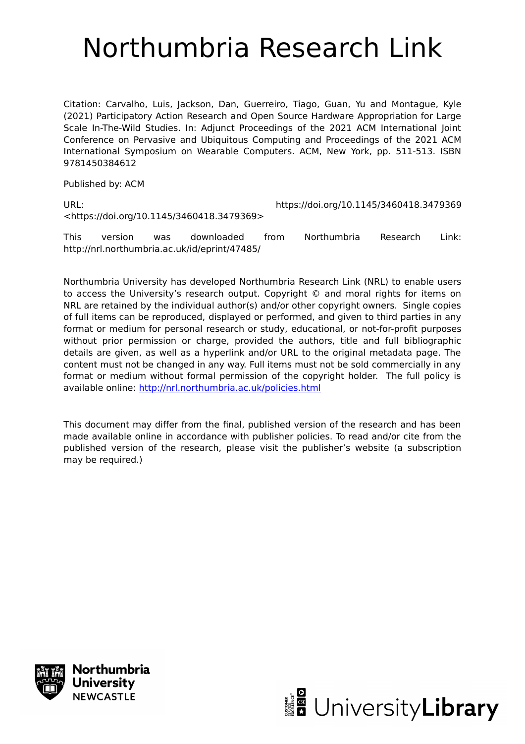# Northumbria Research Link

Citation: Carvalho, Luis, Jackson, Dan, Guerreiro, Tiago, Guan, Yu and Montague, Kyle (2021) Participatory Action Research and Open Source Hardware Appropriation for Large Scale In-The-Wild Studies. In: Adjunct Proceedings of the 2021 ACM International Joint Conference on Pervasive and Ubiquitous Computing and Proceedings of the 2021 ACM International Symposium on Wearable Computers. ACM, New York, pp. 511-513. ISBN 9781450384612

Published by: ACM

URL: https://doi.org/10.1145/3460418.3479369 <https://doi.org/10.1145/3460418.3479369>

This version was downloaded from Northumbria Research Link: http://nrl.northumbria.ac.uk/id/eprint/47485/

Northumbria University has developed Northumbria Research Link (NRL) to enable users to access the University's research output. Copyright © and moral rights for items on NRL are retained by the individual author(s) and/or other copyright owners. Single copies of full items can be reproduced, displayed or performed, and given to third parties in any format or medium for personal research or study, educational, or not-for-profit purposes without prior permission or charge, provided the authors, title and full bibliographic details are given, as well as a hyperlink and/or URL to the original metadata page. The content must not be changed in any way. Full items must not be sold commercially in any format or medium without formal permission of the copyright holder. The full policy is available online: http://nrl.northumbria.ac.uk/policies.html

This document may differ from the final, published version of the research and has been made available online in accordance with publisher policies. To read and/or cite from the published version of the research, please visit the publisher's website (a subscription may be required.)

Northumbria University NEWCASTLE

UniversityLibrary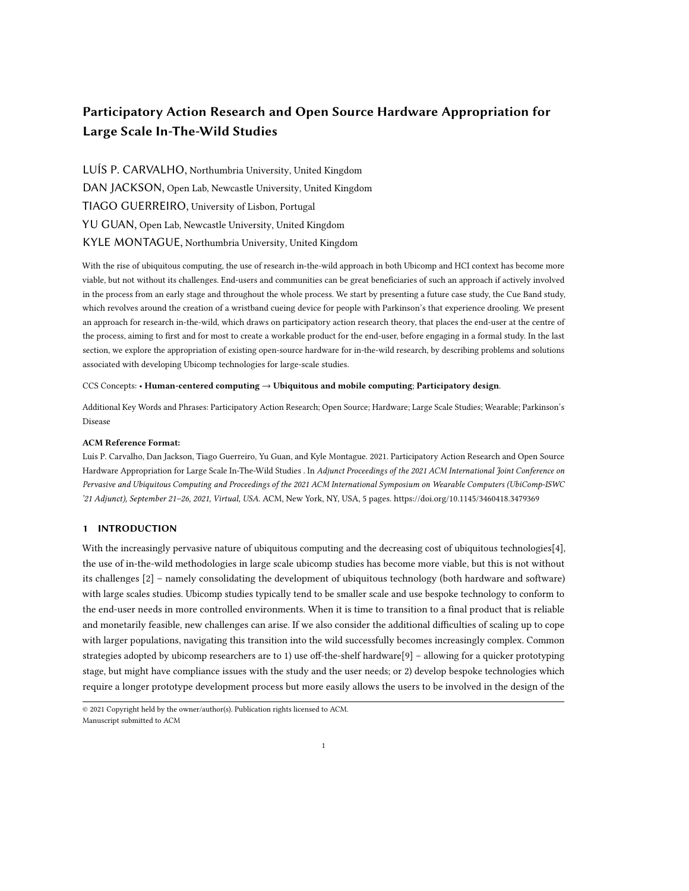# Participatory Action Research and Open Source Hardware Appropriation for Large Scale In-The-Wild Studies

LUÍS P. CARVALHO, Northumbria University, United Kingdom

DAN JACKSON, Open Lab, Newcastle University, United Kingdom

TIAGO GUERREIRO, University of Lisbon, Portugal

YU GUAN, Open Lab, Newcastle University, United Kingdom

KYLE MONTAGUE, Northumbria University, United Kingdom

With the rise of ubiquitous computing, the use of research in-the-wild approach in both Ubicomp and HCI context has become more viable, but not without its challenges. End-users and communities can be great beneficiaries of such an approach if actively involved in the process from an early stage and throughout the whole process. We start by presenting a future case study, the Cue Band study, which revolves around the creation of a wristband cueing device for people with Parkinson's that experience drooling. We present an approach for research in-the-wild, which draws on participatory action research theory, that places the end-user at the centre of the process, aiming to first and for most to create a workable product for the end-user, before engaging in a formal study. In the last section, we explore the appropriation of existing open-source hardware for in-the-wild research, by describing problems and solutions associated with developing Ubicomp technologies for large-scale studies.

CCS Concepts: • **Human-centered computing → Ubiquitous and mobile computing**; **Participatory design**.

Additional Key Words and Phrases: Participatory Action Research; Open Source; Hardware; Large Scale Studies; Wearable; Parkinson's Disease

**ACM Reference Format:**

Luís P. Carvalho, Dan Jackson, Tiago Guerreiro, Yu Guan, and Kyle Montague. 2021. Participatory Action Research and Open Source Hardware Appropriation for Large Scale In-The-Wild Studies . In *Adjunct Proceedings of the 2021 ACM International Joint Conference on Pervasive and Ubiquitous Computing and Proceedings of the 2021 ACM International Symposium on Wearable Computers (UbiComp-ISWC '21 Adjunct), September 21–26, 2021, Virtual, USA.* ACM, New York, NY, USA, 5 pages. https://doi.org/10.1145/3460418.3479369

## 1 INTRODUCTION

With the increasingly pervasive nature of ubiquitous computing and the decreasing cost of ubiquitous technologies[4], the use of in-the-wild methodologies in large scale ubicomp studies has become more viable, but this is not without its challenges [2] – namely consolidating the development of ubiquitous technology (both hardware and software) with large scales studies. Ubicomp studies typically tend to be smaller scale and use bespoke technology to conform to the end-user needs in more controlled environments. When it is time to transition to a final product that is reliable and monetarily feasible, new challenges can arise. If we also consider the additional difficulties of scaling up to cope with larger populations, navigating this transition into the wild successfully becomes increasingly complex. Common strategies adopted by ubicomp researchers are to 1) use off-the-shelf hardware[9] – allowing for a quicker prototyping stage, but might have compliance issues with the study and the user needs; or 2) develop bespoke technologies which require a longer prototype development process but more easily allows the users to be involved in the design of the

© 2021 Copyright held by the owner/author(s). Publication rights licensed to ACM.
Manuscript submitted to ACM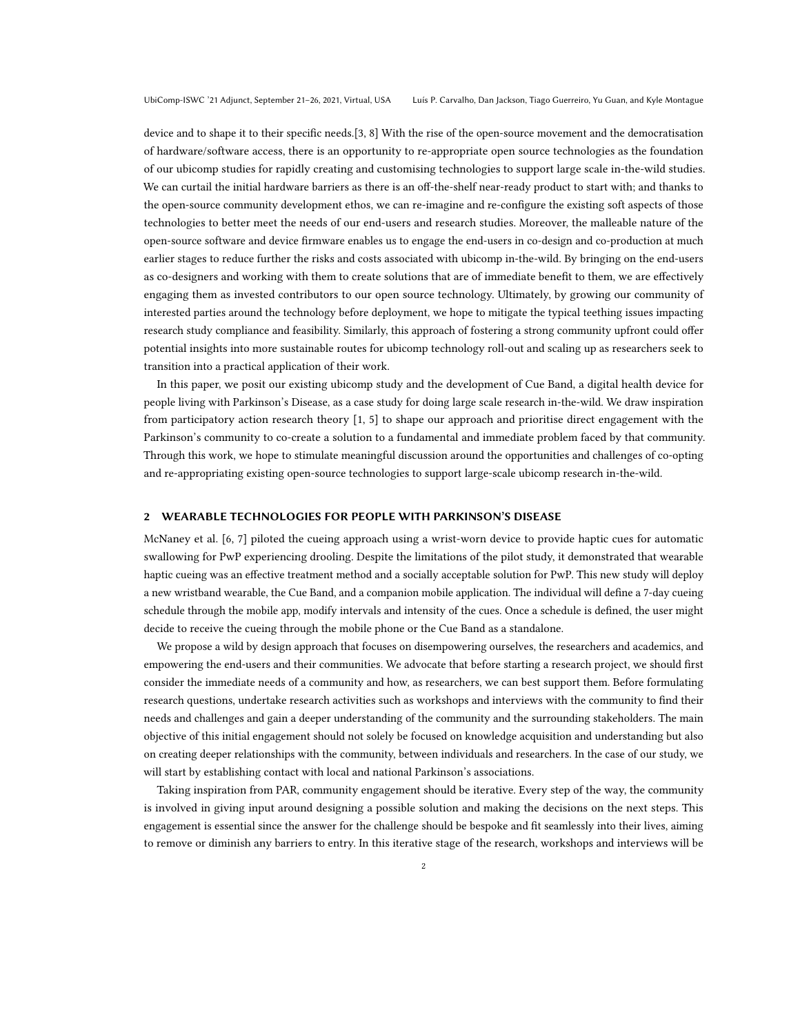device and to shape it to their specific needs.[3, 8] With the rise of the open-source movement and the democratisation of hardware/software access, there is an opportunity to re-appropriate open source technologies as the foundation of our ubicomp studies for rapidly creating and customising technologies to support large scale in-the-wild studies. We can curtail the initial hardware barriers as there is an off-the-shelf near-ready product to start with; and thanks to the open-source community development ethos, we can re-imagine and re-configure the existing soft aspects of those technologies to better meet the needs of our end-users and research studies. Moreover, the malleable nature of the open-source software and device firmware enables us to engage the end-users in co-design and co-production at much earlier stages to reduce further the risks and costs associated with ubicomp in-the-wild. By bringing on the end-users as co-designers and working with them to create solutions that are of immediate benefit to them, we are effectively engaging them as invested contributors to our open source technology. Ultimately, by growing our community of interested parties around the technology before deployment, we hope to mitigate the typical teething issues impacting research study compliance and feasibility. Similarly, this approach of fostering a strong community upfront could offer potential insights into more sustainable routes for ubicomp technology roll-out and scaling up as researchers seek to transition into a practical application of their work.

In this paper, we posit our existing ubicomp study and the development of Cue Band, a digital health device for people living with Parkinson's Disease, as a case study for doing large scale research in-the-wild. We draw inspiration from participatory action research theory [1, 5] to shape our approach and prioritise direct engagement with the Parkinson's community to co-create a solution to a fundamental and immediate problem faced by that community. Through this work, we hope to stimulate meaningful discussion around the opportunities and challenges of co-opting and re-appropriating existing open-source technologies to support large-scale ubicomp research in-the-wild.

## 2 WEARABLE TECHNOLOGIES FOR PEOPLE WITH PARKINSON'S DISEASE

McNaney et al. [6, 7] piloted the cueing approach using a wrist-worn device to provide haptic cues for automatic swallowing for PwP experiencing drooling. Despite the limitations of the pilot study, it demonstrated that wearable haptic cueing was an effective treatment method and a socially acceptable solution for PwP. This new study will deploy a new wristband wearable, the Cue Band, and a companion mobile application. The individual will define a 7-day cueing schedule through the mobile app, modify intervals and intensity of the cues. Once a schedule is defined, the user might decide to receive the cueing through the mobile phone or the Cue Band as a standalone.

We propose a wild by design approach that focuses on disempowering ourselves, the researchers and academics, and empowering the end-users and their communities. We advocate that before starting a research project, we should first consider the immediate needs of a community and how, as researchers, we can best support them. Before formulating research questions, undertake research activities such as workshops and interviews with the community to find their needs and challenges and gain a deeper understanding of the community and the surrounding stakeholders. The main objective of this initial engagement should not solely be focused on knowledge acquisition and understanding but also on creating deeper relationships with the community, between individuals and researchers. In the case of our study, we will start by establishing contact with local and national Parkinson's associations.

Taking inspiration from PAR, community engagement should be iterative. Every step of the way, the community is involved in giving input around designing a possible solution and making the decisions on the next steps. This engagement is essential since the answer for the challenge should be bespoke and fit seamlessly into their lives, aiming to remove or diminish any barriers to entry. In this iterative stage of the research, workshops and interviews will be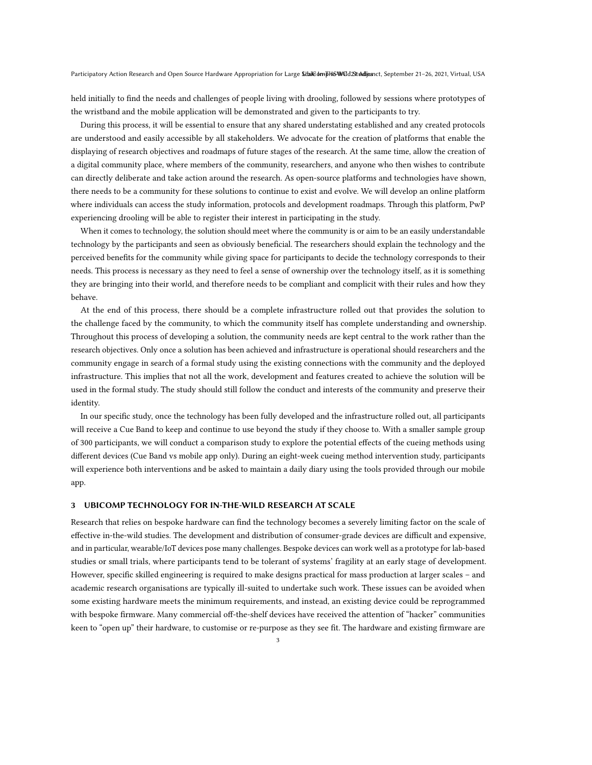held initially to find the needs and challenges of people living with drooling, followed by sessions where prototypes of the wristband and the mobile application will be demonstrated and given to the participants to try.

During this process, it will be essential to ensure that any shared understating established and any created protocols are understood and easily accessible by all stakeholders. We advocate for the creation of platforms that enable the displaying of research objectives and roadmaps of future stages of the research. At the same time, allow the creation of a digital community place, where members of the community, researchers, and anyone who then wishes to contribute can directly deliberate and take action around the research. As open-source platforms and technologies have shown, there needs to be a community for these solutions to continue to exist and evolve. We will develop an online platform where individuals can access the study information, protocols and development roadmaps. Through this platform, PwP experiencing drooling will be able to register their interest in participating in the study.

When it comes to technology, the solution should meet where the community is or aim to be an easily understandable technology by the participants and seen as obviously beneficial. The researchers should explain the technology and the perceived benefits for the community while giving space for participants to decide the technology corresponds to their needs. This process is necessary as they need to feel a sense of ownership over the technology itself, as it is something they are bringing into their world, and therefore needs to be compliant and complicit with their rules and how they behave.

At the end of this process, there should be a complete infrastructure rolled out that provides the solution to the challenge faced by the community, to which the community itself has complete understanding and ownership. Throughout this process of developing a solution, the community needs are kept central to the work rather than the research objectives. Only once a solution has been achieved and infrastructure is operational should researchers and the community engage in search of a formal study using the existing connections with the community and the deployed infrastructure. This implies that not all the work, development and features created to achieve the solution will be used in the formal study. The study should still follow the conduct and interests of the community and preserve their identity.

In our specific study, once the technology has been fully developed and the infrastructure rolled out, all participants will receive a Cue Band to keep and continue to use beyond the study if they choose to. With a smaller sample group of 300 participants, we will conduct a comparison study to explore the potential effects of the cueing methods using different devices (Cue Band vs mobile app only). During an eight-week cueing method intervention study, participants will experience both interventions and be asked to maintain a daily diary using the tools provided through our mobile app.

## 3 UBICOMP TECHNOLOGY FOR IN-THE-WILD RESEARCH AT SCALE

Research that relies on bespoke hardware can find the technology becomes a severely limiting factor on the scale of effective in-the-wild studies. The development and distribution of consumer-grade devices are difficult and expensive, and in particular, wearable/IoT devices pose many challenges. Bespoke devices can work well as a prototype for lab-based studies or small trials, where participants tend to be tolerant of systems' fragility at an early stage of development. However, specific skilled engineering is required to make designs practical for mass production at larger scales – and academic research organisations are typically ill-suited to undertake such work. These issues can be avoided when some existing hardware meets the minimum requirements, and instead, an existing device could be reprogrammed with bespoke firmware. Many commercial off-the-shelf devices have received the attention of "hacker" communities keen to "open up" their hardware, to customise or re-purpose as they see fit. The hardware and existing firmware are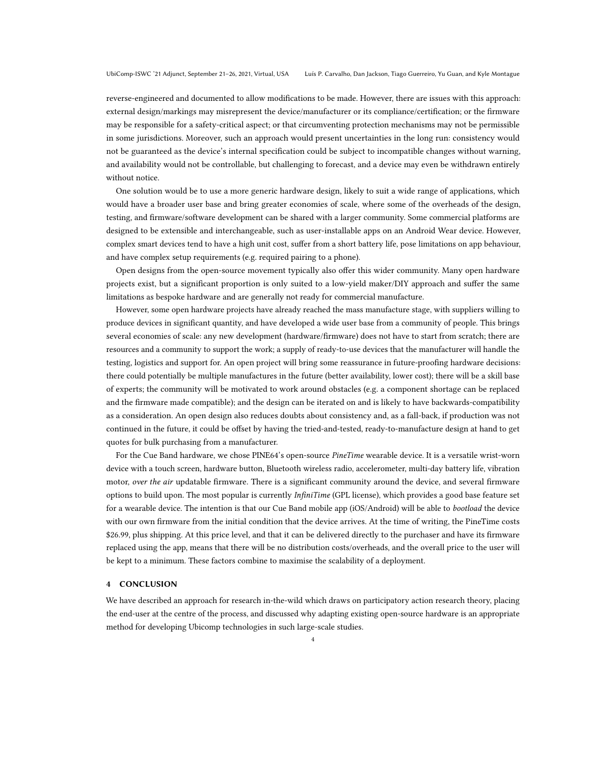reverse-engineered and documented to allow modifications to be made. However, there are issues with this approach: external design/markings may misrepresent the device/manufacturer or its compliance/certification; or the firmware may be responsible for a safety-critical aspect; or that circumventing protection mechanisms may not be permissible in some jurisdictions. Moreover, such an approach would present uncertainties in the long run: consistency would not be guaranteed as the device's internal specification could be subject to incompatible changes without warning, and availability would not be controllable, but challenging to forecast, and a device may even be withdrawn entirely without notice.

One solution would be to use a more generic hardware design, likely to suit a wide range of applications, which would have a broader user base and bring greater economies of scale, where some of the overheads of the design, testing, and firmware/software development can be shared with a larger community. Some commercial platforms are designed to be extensible and interchangeable, such as user-installable apps on an Android Wear device. However, complex smart devices tend to have a high unit cost, suffer from a short battery life, pose limitations on app behaviour, and have complex setup requirements (e.g. required pairing to a phone).

Open designs from the open-source movement typically also offer this wider community. Many open hardware projects exist, but a significant proportion is only suited to a low-yield maker/DIY approach and suffer the same limitations as bespoke hardware and are generally not ready for commercial manufacture.

However, some open hardware projects have already reached the mass manufacture stage, with suppliers willing to produce devices in significant quantity, and have developed a wide user base from a community of people. This brings several economies of scale: any new development (hardware/firmware) does not have to start from scratch; there are resources and a community to support the work; a supply of ready-to-use devices that the manufacturer will handle the testing, logistics and support for. An open project will bring some reassurance in future-proofing hardware decisions: there could potentially be multiple manufactures in the future (better availability, lower cost); there will be a skill base of experts; the community will be motivated to work around obstacles (e.g. a component shortage can be replaced and the firmware made compatible); and the design can be iterated on and is likely to have backwards-compatibility as a consideration. An open design also reduces doubts about consistency and, as a fall-back, if production was not continued in the future, it could be offset by having the tried-and-tested, ready-to-manufacture design at hand to get quotes for bulk purchasing from a manufacturer.

For the Cue Band hardware, we chose PINE64's open-source *PineTime* wearable device. It is a versatile wrist-worn device with a touch screen, hardware button, Bluetooth wireless radio, accelerometer, multi-day battery life, vibration motor, *over the air* updatable firmware. There is a significant community around the device, and several firmware options to build upon. The most popular is currently *InfiniTime* (GPL license), which provides a good base feature set for a wearable device. The intention is that our Cue Band mobile app (iOS/Android) will be able to *bootload* the device with our own firmware from the initial condition that the device arrives. At the time of writing, the PineTime costs $26.99, plus shipping. At this price level, and that it can be delivered directly to the purchaser and have its firmware replaced using the app, means that there will be no distribution costs/overheads, and the overall price to the user will be kept to a minimum. These factors combine to maximise the scalability of a deployment.

## 4 CONCLUSION

We have described an approach for research in-the-wild which draws on participatory action research theory, placing the end-user at the centre of the process, and discussed why adapting existing open-source hardware is an appropriate method for developing Ubicomp technologies in such large-scale studies.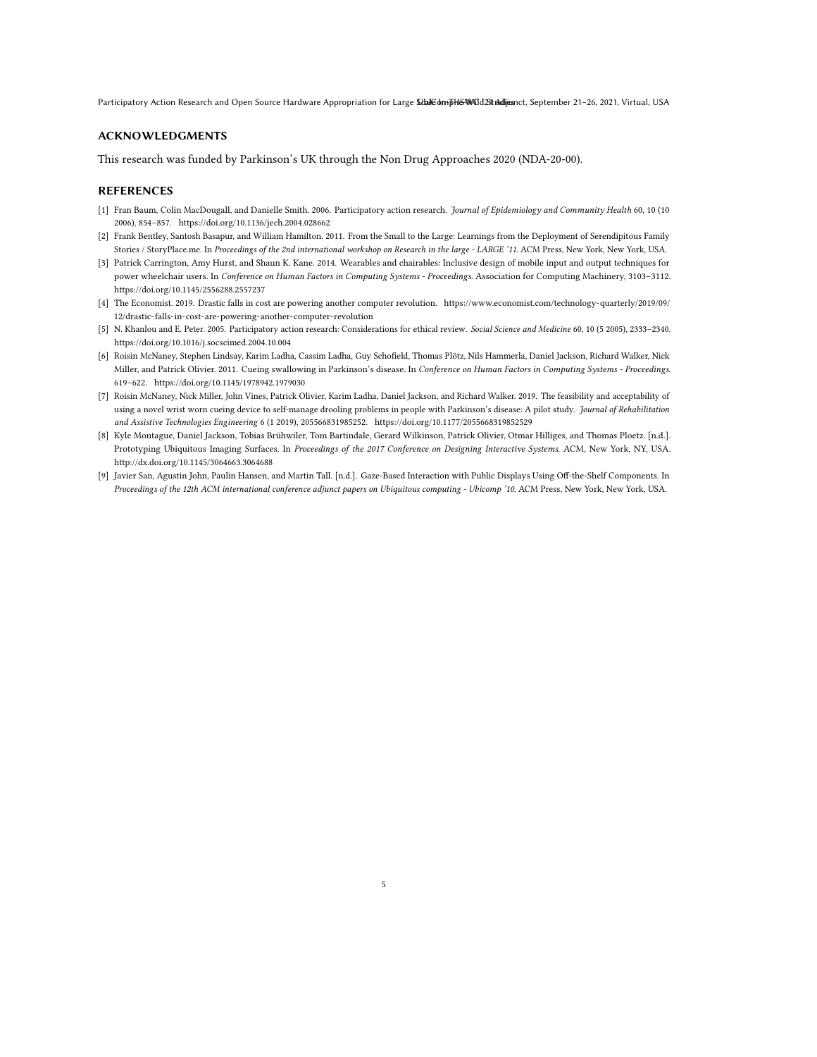## ACKNOWLEDGMENTS

This research was funded by Parkinson's UK through the Non Drug Approaches 2020 (NDA-20-00).

## REFERENCES

[1] Fran Baum, Colin MacDougall, and Danielle Smith. 2006. Participatory action research. *Journal of Epidemiology and Community Health* 60, 10 (10 2006), 854–857. https://doi.org/10.1136/jech.2004.028662

[2] Frank Bentley, Santosh Basapur, and William Hamilton. 2011. From the Small to the Large: Learnings from the Deployment of Serendipitous Family Stories / StoryPlace.me. In *Proceedings of the 2nd international workshop on Research in the large - LARGE '11*. ACM Press, New York, New York, USA.

[3] Patrick Carrington, Amy Hurst, and Shaun K. Kane. 2014. Wearables and chairables: Inclusive design of mobile input and output techniques for power wheelchair users. In *Conference on Human Factors in Computing Systems - Proceedings*. Association for Computing Machinery, 3103–3112. https://doi.org/10.1145/2556288.2557237

[4] The Economist. 2019. Drastic falls in cost are powering another computer revolution. https://www.economist.com/technology-quarterly/2019/09/12/drastic-falls-in-cost-are-powering-another-computer-revolution

[5] N. Khanlou and E. Peter. 2005. Participatory action research: Considerations for ethical review. *Social Science and Medicine* 60, 10 (5 2005), 2333–2340. https://doi.org/10.1016/j.socscimed.2004.10.004

[6] Roisin McNaney, Stephen Lindsay, Karim Ladha, Cassim Ladha, Guy Schofield, Thomas Plötz, Nils Hammerla, Daniel Jackson, Richard Walker, Nick Miller, and Patrick Olivier. 2011. Cueing swallowing in Parkinson's disease. In *Conference on Human Factors in Computing Systems - Proceedings*. 619–622. https://doi.org/10.1145/1978942.1979030

[7] Roisin McNaney, Nick Miller, John Vines, Patrick Olivier, Karim Ladha, Daniel Jackson, and Richard Walker. 2019. The feasibility and acceptability of using a novel wrist worn cueing device to self-manage drooling problems in people with Parkinson's disease: A pilot study. *Journal of Rehabilitation and Assistive Technologies Engineering* 6 (1 2019), 205566831985252. https://doi.org/10.1177/2055668319852529

[8] Kyle Montague, Daniel Jackson, Tobias Brühwiler, Tom Bartindale, Gerard Wilkinson, Patrick Olivier, Otmar Hilliges, and Thomas Ploetz. [n.d.]. Prototyping Ubiquitous Imaging Surfaces. In *Proceedings of the 2017 Conference on Designing Interactive Systems*. ACM, New York, NY, USA. http://dx.doi.org/10.1145/3064663.3064688

[9] Javier San, Agustin John, Paulin Hansen, and Martin Tall. [n.d.]. Gaze-Based Interaction with Public Displays Using Off-the-Shelf Components. In *Proceedings of the 12th ACM international conference adjunct papers on Ubiquitous computing - Ubicomp '10*. ACM Press, New York, New York, USA.